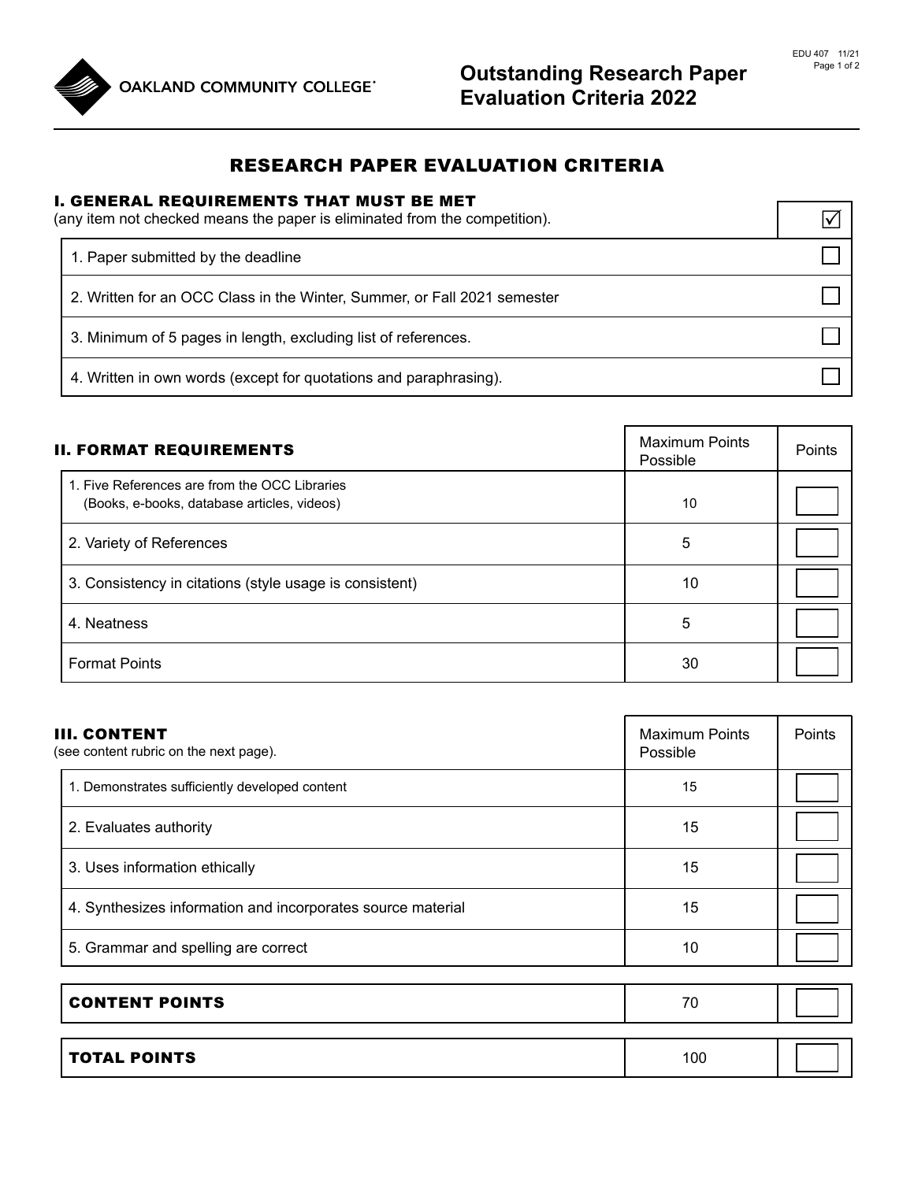OAKLAND COMMUNITY COLLEGE

# Outstanding Research Paper Evaluation Criteria 2022

EDU 407 11/21

## RESEARCH PAPER EVALUATION CRITERIA

### I. GENERAL REQUIREMENTS THAT MUST BE MET

(any item not checked means the paper is eliminated from the competition).

| | ☑ |
|---|---|
| 1. Paper submitted by the deadline | ☐ |
| 2. Written for an OCC Class in the Winter, Summer, or Fall 2021 semester | ☐ |
| 3. Minimum of 5 pages in length, excluding list of references. | ☐ |
| 4. Written in own words (except for quotations and paraphrasing). | ☐ |

### II. FORMAT REQUIREMENTS

| II. FORMAT REQUIREMENTS | Maximum Points Possible | Points |
|---|---|---|
| 1. Five References are from the OCC Libraries (Books, e-books, database articles, videos) | 10 | |
| 2. Variety of References | 5 | |
| 3. Consistency in citations (style usage is consistent) | 10 | |
| 4. Neatness | 5 | |
| Format Points | 30 | |

### III. CONTENT

(see content rubric on the next page).

| III. CONTENT | Maximum Points Possible | Points |
|---|---|---|
| 1. Demonstrates sufficiently developed content | 15 | |
| 2. Evaluates authority | 15 | |
| 3. Uses information ethically | 15 | |
| 4. Synthesizes information and incorporates source material | 15 | |
| 5. Grammar and spelling are correct | 10 | |

| | | |
|---|---|---|
| **CONTENT POINTS** | 70 | |

| | | |
|---|---|---|
| **TOTAL POINTS** | 100 | |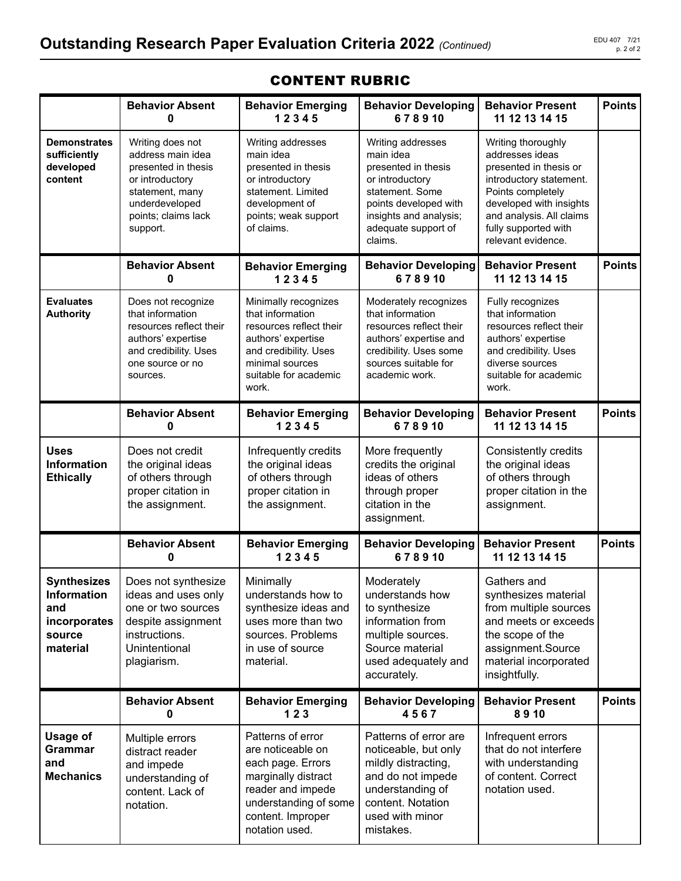# Outstanding Research Paper Evaluation Criteria 2022 *(Continued)*

## CONTENT RUBRIC

| | **Behavior Absent 0** | **Behavior Emerging 1 2 3 4 5** | **Behavior Developing 6 7 8 9 10** | **Behavior Present 11 12 13 14 15** | **Points** |
|---|---|---|---|---|---|
| **Demonstrates sufficiently developed content** | Writing does not address main idea presented in thesis or introductory statement, many underdeveloped points; claims lack support. | Writing addresses main idea presented in thesis or introductory statement. Limited development of points; weak support of claims. | Writing addresses main idea presented in thesis or introductory statement. Some points developed with insights and analysis; adequate support of claims. | Writing thoroughly addresses ideas presented in thesis or introductory statement. Points completely developed with insights and analysis. All claims fully supported with relevant evidence. | |
| | **Behavior Absent 0** | **Behavior Emerging 1 2 3 4 5** | **Behavior Developing 6 7 8 9 10** | **Behavior Present 11 12 13 14 15** | **Points** |
| **Evaluates Authority** | Does not recognize that information resources reflect their authors' expertise and credibility. Uses one source or no sources. | Minimally recognizes that information resources reflect their authors' expertise and credibility. Uses minimal sources suitable for academic work. | Moderately recognizes that information resources reflect their authors' expertise and credibility. Uses some sources suitable for academic work. | Fully recognizes that information resources reflect their authors' expertise and credibility. Uses diverse sources suitable for academic work. | |
| | **Behavior Absent 0** | **Behavior Emerging 1 2 3 4 5** | **Behavior Developing 6 7 8 9 10** | **Behavior Present 11 12 13 14 15** | **Points** |
| **Uses Information Ethically** | Does not credit the original ideas of others through proper citation in the assignment. | Infrequently credits the original ideas of others through proper citation in the assignment. | More frequently credits the original ideas of others through proper citation in the assignment. | Consistently credits the original ideas of others through proper citation in the assignment. | |
| | **Behavior Absent 0** | **Behavior Emerging 1 2 3 4 5** | **Behavior Developing 6 7 8 9 10** | **Behavior Present 11 12 13 14 15** | **Points** |
| **Synthesizes Information and incorporates source material** | Does not synthesize ideas and uses only one or two sources despite assignment instructions. Unintentional plagiarism. | Minimally understands how to synthesize ideas and uses more than two sources. Problems in use of source material. | Moderately understands how to synthesize information from multiple sources. Source material used adequately and accurately. | Gathers and synthesizes material from multiple sources and meets or exceeds the scope of the assignment.Source material incorporated insightfully. | |
| | **Behavior Absent 0** | **Behavior Emerging 1 2 3** | **Behavior Developing 4 5 6 7** | **Behavior Present 8 9 10** | **Points** |
| **Usage of Grammar and Mechanics** | Multiple errors distract reader and impede understanding of content. Lack of notation. | Patterns of error are noticeable on each page. Errors marginally distract reader and impede understanding of some content. Improper notation used. | Patterns of error are noticeable, but only mildly distracting, and do not impede understanding of content. Notation used with minor mistakes. | Infrequent errors that do not interfere with understanding of content. Correct notation used. | |